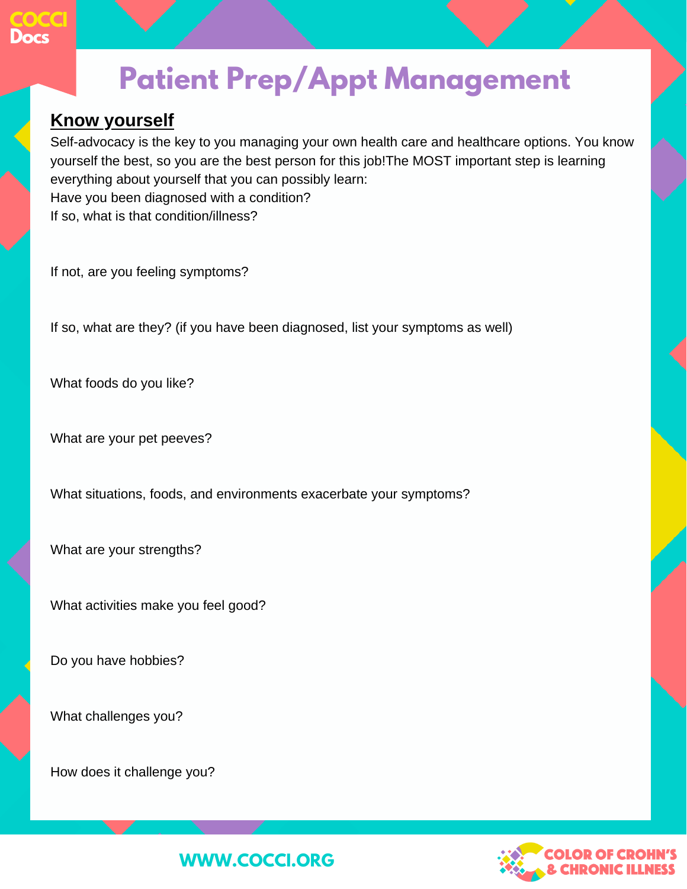# Patient Prep/Appt Management

## Know yourself

Self-advocacy is the key to you managing your own health care and healthcare options. You know yourself the best, so you are the best person for this job!The MOST important step is learning everything about yourself that you can possibly learn:

Have you been diagnosed with a condition?

If so, what is that condition/illness?

If not, are you feeling symptoms?

If so, what are they? (if you have been diagnosed, list your symptoms as well)

What foods do you like?

What are your pet peeves?

What situations, foods, and environments exacerbate your symptoms?

What are your strengths?

What activities make you feel good?

Do you have hobbies?

What challenges you?

How does it challenge you?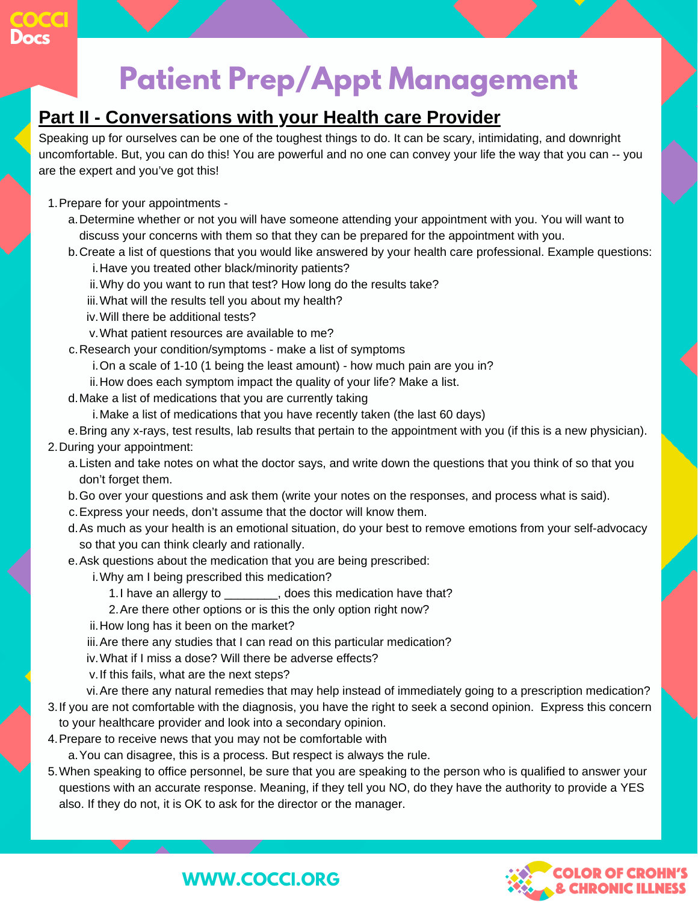# Patient Prep/Appt Management

## Part II - Conversations with your Health care Provider

Speaking up for ourselves can be one of the toughest things to do. It can be scary, intimidating, and downright uncomfortable. But, you can do this! You are powerful and no one can convey your life the way that you can -- you are the expert and you've got this!

1. Prepare for your appointments -
   a. Determine whether or not you will have someone attending your appointment with you. You will want to discuss your concerns with them so that they can be prepared for the appointment with you.
   b. Create a list of questions that you would like answered by your health care professional. Example questions:
      i. Have you treated other black/minority patients?
      ii. Why do you want to run that test? How long do the results take?
      iii. What will the results tell you about my health?
      iv. Will there be additional tests?
      v. What patient resources are available to me?
   c. Research your condition/symptoms - make a list of symptoms
      i. On a scale of 1-10 (1 being the least amount) - how much pain are you in?
      ii. How does each symptom impact the quality of your life? Make a list.
   d. Make a list of medications that you are currently taking
      i. Make a list of medications that you have recently taken (the last 60 days)
   e. Bring any x-rays, test results, lab results that pertain to the appointment with you (if this is a new physician).
2. During your appointment:
   a. Listen and take notes on what the doctor says, and write down the questions that you think of so that you don't forget them.
   b. Go over your questions and ask them (write your notes on the responses, and process what is said).
   c. Express your needs, don't assume that the doctor will know them.
   d. As much as your health is an emotional situation, do your best to remove emotions from your self-advocacy so that you can think clearly and rationally.
   e. Ask questions about the medication that you are being prescribed:
      i. Why am I being prescribed this medication?
         1. I have an allergy to ________, does this medication have that?
         2. Are there other options or is this the only option right now?
      ii. How long has it been on the market?
      iii. Are there any studies that I can read on this particular medication?
      iv. What if I miss a dose? Will there be adverse effects?
      v. If this fails, what are the next steps?
      vi. Are there any natural remedies that may help instead of immediately going to a prescription medication?
3. If you are not comfortable with the diagnosis, you have the right to seek a second opinion. Express this concern to your healthcare provider and look into a secondary opinion.
4. Prepare to receive news that you may not be comfortable with
   a. You can disagree, this is a process. But respect is always the rule.
5. When speaking to office personnel, be sure that you are speaking to the person who is qualified to answer your questions with an accurate response. Meaning, if they tell you NO, do they have the authority to provide a YES also. If they do not, it is OK to ask for the director or the manager.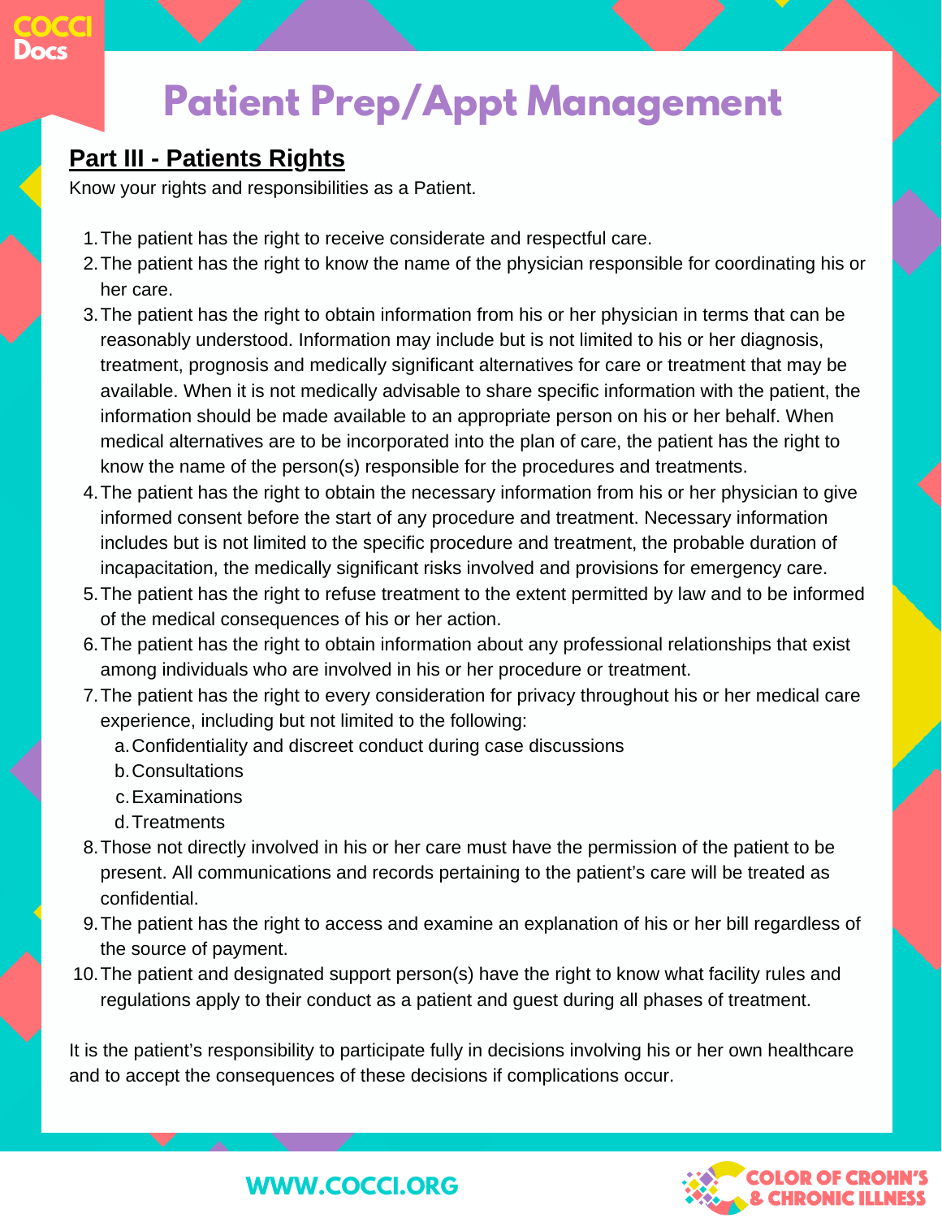# Patient Prep/Appt Management

## Part III - Patients Rights

Know your rights and responsibilities as a Patient.

1. The patient has the right to receive considerate and respectful care.
2. The patient has the right to know the name of the physician responsible for coordinating his or her care.
3. The patient has the right to obtain information from his or her physician in terms that can be reasonably understood. Information may include but is not limited to his or her diagnosis, treatment, prognosis and medically significant alternatives for care or treatment that may be available. When it is not medically advisable to share specific information with the patient, the information should be made available to an appropriate person on his or her behalf. When medical alternatives are to be incorporated into the plan of care, the patient has the right to know the name of the person(s) responsible for the procedures and treatments.
4. The patient has the right to obtain the necessary information from his or her physician to give informed consent before the start of any procedure and treatment. Necessary information includes but is not limited to the specific procedure and treatment, the probable duration of incapacitation, the medically significant risks involved and provisions for emergency care.
5. The patient has the right to refuse treatment to the extent permitted by law and to be informed of the medical consequences of his or her action.
6. The patient has the right to obtain information about any professional relationships that exist among individuals who are involved in his or her procedure or treatment.
7. The patient has the right to every consideration for privacy throughout his or her medical care experience, including but not limited to the following:
   a. Confidentiality and discreet conduct during case discussions
   b. Consultations
   c. Examinations
   d. Treatments
8. Those not directly involved in his or her care must have the permission of the patient to be present. All communications and records pertaining to the patient's care will be treated as confidential.
9. The patient has the right to access and examine an explanation of his or her bill regardless of the source of payment.
10. The patient and designated support person(s) have the right to know what facility rules and regulations apply to their conduct as a patient and guest during all phases of treatment.

It is the patient's responsibility to participate fully in decisions involving his or her own healthcare and to accept the consequences of these decisions if complications occur.

WWW.COCCI.ORG

COLOR OF CROHN'S & CHRONIC ILLNESS